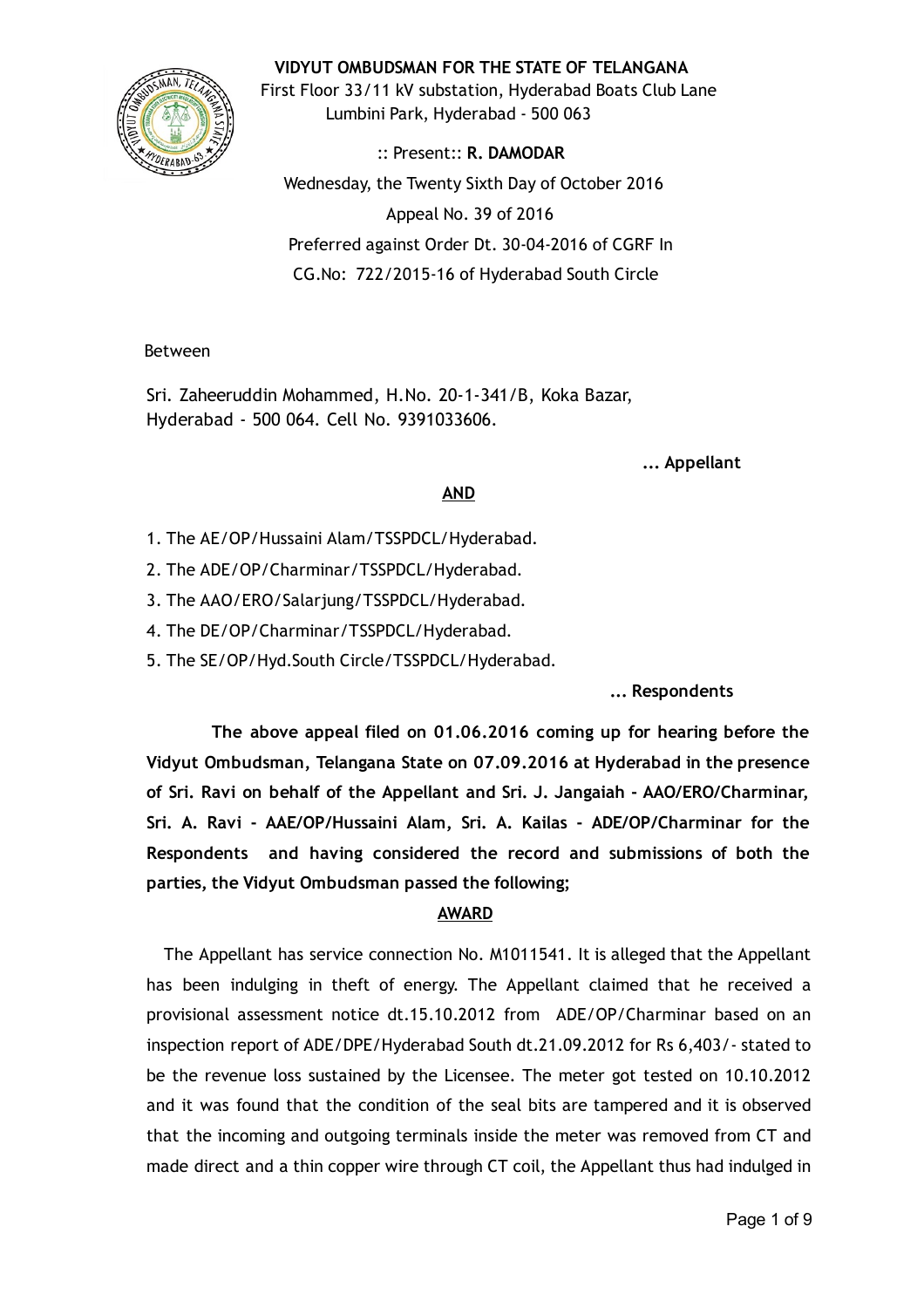**VIDYUT OMBUDSMAN FOR THE STATE OF TELANGANA**

First Floor 33/11 kV substation, Hyderabad Boats Club Lane
Lumbini Park, Hyderabad - 500 063

:: Present:: **R. DAMODAR**

Wednesday, the Twenty Sixth Day of October 2016

Appeal No. 39 of 2016

Preferred against Order Dt. 30-04-2016 of CGRF In
CG.No: 722/2015-16 of Hyderabad South Circle

Between

Sri. Zaheeruddin Mohammed, H.No. 20-1-341/B, Koka Bazar,
Hyderabad - 500 064. Cell No. 9391033606.

**... Appellant**

**AND**

1. The AE/OP/Hussaini Alam/TSSPDCL/Hyderabad.
2. The ADE/OP/Charminar/TSSPDCL/Hyderabad.
3. The AAO/ERO/Salarjung/TSSPDCL/Hyderabad.
4. The DE/OP/Charminar/TSSPDCL/Hyderabad.
5. The SE/OP/Hyd.South Circle/TSSPDCL/Hyderabad.

**... Respondents**

**The above appeal filed on 01.06.2016 coming up for hearing before the Vidyut Ombudsman, Telangana State on 07.09.2016 at Hyderabad in the presence of Sri. Ravi on behalf of the Appellant and Sri. J. Jangaiah - AAO/ERO/Charminar, Sri. A. Ravi - AAE/OP/Hussaini Alam, Sri. A. Kailas - ADE/OP/Charminar for the Respondents and having considered the record and submissions of both the parties, the Vidyut Ombudsman passed the following;**

**AWARD**

The Appellant has service connection No. M1011541. It is alleged that the Appellant has been indulging in theft of energy. The Appellant claimed that he received a provisional assessment notice dt.15.10.2012 from ADE/OP/Charminar based on an inspection report of ADE/DPE/Hyderabad South dt.21.09.2012 for Rs 6,403/- stated to be the revenue loss sustained by the Licensee. The meter got tested on 10.10.2012 and it was found that the condition of the seal bits are tampered and it is observed that the incoming and outgoing terminals inside the meter was removed from CT and made direct and a thin copper wire through CT coil, the Appellant thus had indulged in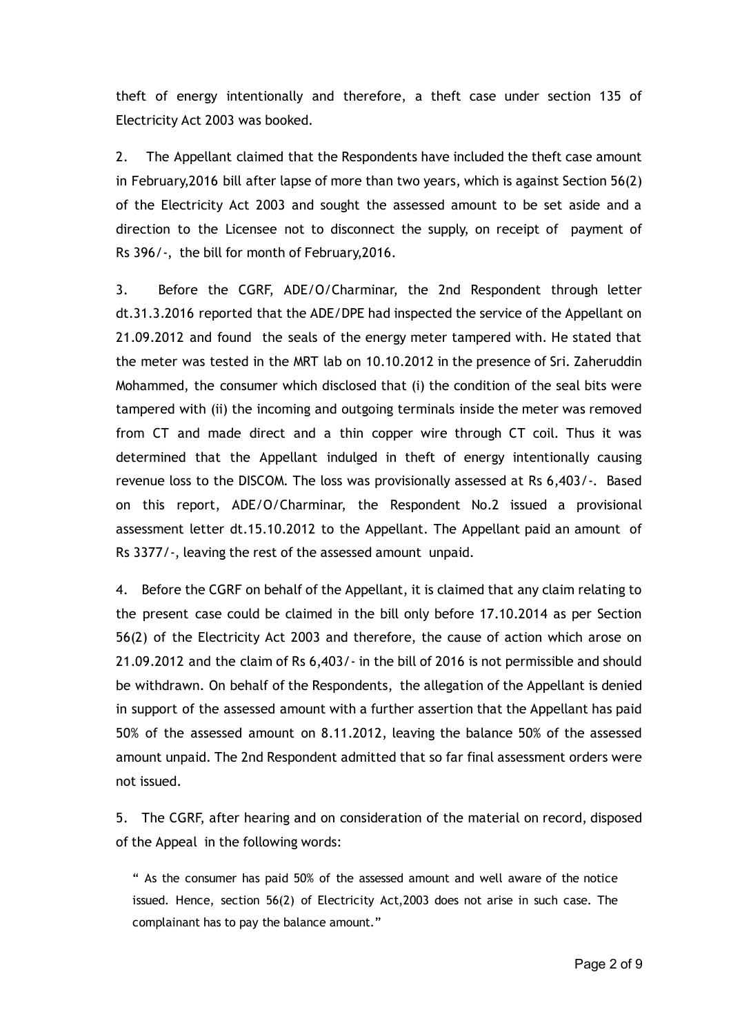theft of energy intentionally and therefore, a theft case under section 135 of Electricity Act 2003 was booked.

2. The Appellant claimed that the Respondents have included the theft case amount in February,2016 bill after lapse of more than two years, which is against Section 56(2) of the Electricity Act 2003 and sought the assessed amount to be set aside and a direction to the Licensee not to disconnect the supply, on receipt of payment of Rs 396/-, the bill for month of February,2016.

3. Before the CGRF, ADE/O/Charminar, the 2nd Respondent through letter dt.31.3.2016 reported that the ADE/DPE had inspected the service of the Appellant on 21.09.2012 and found the seals of the energy meter tampered with. He stated that the meter was tested in the MRT lab on 10.10.2012 in the presence of Sri. Zaheruddin Mohammed, the consumer which disclosed that (i) the condition of the seal bits were tampered with (ii) the incoming and outgoing terminals inside the meter was removed from CT and made direct and a thin copper wire through CT coil. Thus it was determined that the Appellant indulged in theft of energy intentionally causing revenue loss to the DISCOM. The loss was provisionally assessed at Rs 6,403/-. Based on this report, ADE/O/Charminar, the Respondent No.2 issued a provisional assessment letter dt.15.10.2012 to the Appellant. The Appellant paid an amount of Rs 3377/-, leaving the rest of the assessed amount unpaid.

4. Before the CGRF on behalf of the Appellant, it is claimed that any claim relating to the present case could be claimed in the bill only before 17.10.2014 as per Section 56(2) of the Electricity Act 2003 and therefore, the cause of action which arose on 21.09.2012 and the claim of Rs 6,403/- in the bill of 2016 is not permissible and should be withdrawn. On behalf of the Respondents, the allegation of the Appellant is denied in support of the assessed amount with a further assertion that the Appellant has paid 50% of the assessed amount on 8.11.2012, leaving the balance 50% of the assessed amount unpaid. The 2nd Respondent admitted that so far final assessment orders were not issued.

5. The CGRF, after hearing and on consideration of the material on record, disposed of the Appeal in the following words:

> " As the consumer has paid 50% of the assessed amount and well aware of the notice issued. Hence, section 56(2) of Electricity Act,2003 does not arise in such case. The complainant has to pay the balance amount."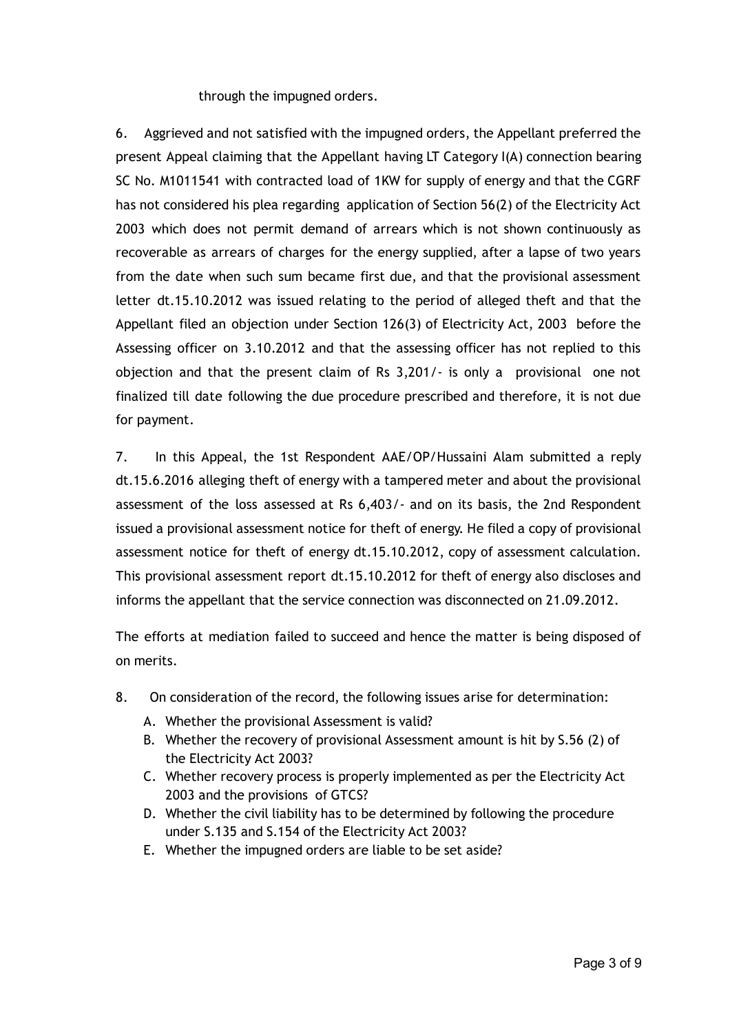through the impugned orders.

6. Aggrieved and not satisfied with the impugned orders, the Appellant preferred the present Appeal claiming that the Appellant having LT Category I(A) connection bearing SC No. M1011541 with contracted load of 1KW for supply of energy and that the CGRF has not considered his plea regarding application of Section 56(2) of the Electricity Act 2003 which does not permit demand of arrears which is not shown continuously as recoverable as arrears of charges for the energy supplied, after a lapse of two years from the date when such sum became first due, and that the provisional assessment letter dt.15.10.2012 was issued relating to the period of alleged theft and that the Appellant filed an objection under Section 126(3) of Electricity Act, 2003 before the Assessing officer on 3.10.2012 and that the assessing officer has not replied to this objection and that the present claim of Rs 3,201/- is only a provisional one not finalized till date following the due procedure prescribed and therefore, it is not due for payment.

7. In this Appeal, the 1st Respondent AAE/OP/Hussaini Alam submitted a reply dt.15.6.2016 alleging theft of energy with a tampered meter and about the provisional assessment of the loss assessed at Rs 6,403/- and on its basis, the 2nd Respondent issued a provisional assessment notice for theft of energy. He filed a copy of provisional assessment notice for theft of energy dt.15.10.2012, copy of assessment calculation. This provisional assessment report dt.15.10.2012 for theft of energy also discloses and informs the appellant that the service connection was disconnected on 21.09.2012.

The efforts at mediation failed to succeed and hence the matter is being disposed of on merits.

8. On consideration of the record, the following issues arise for determination:

A. Whether the provisional Assessment is valid?
B. Whether the recovery of provisional Assessment amount is hit by S.56 (2) of the Electricity Act 2003?
C. Whether recovery process is properly implemented as per the Electricity Act 2003 and the provisions of GTCS?
D. Whether the civil liability has to be determined by following the procedure under S.135 and S.154 of the Electricity Act 2003?
E. Whether the impugned orders are liable to be set aside?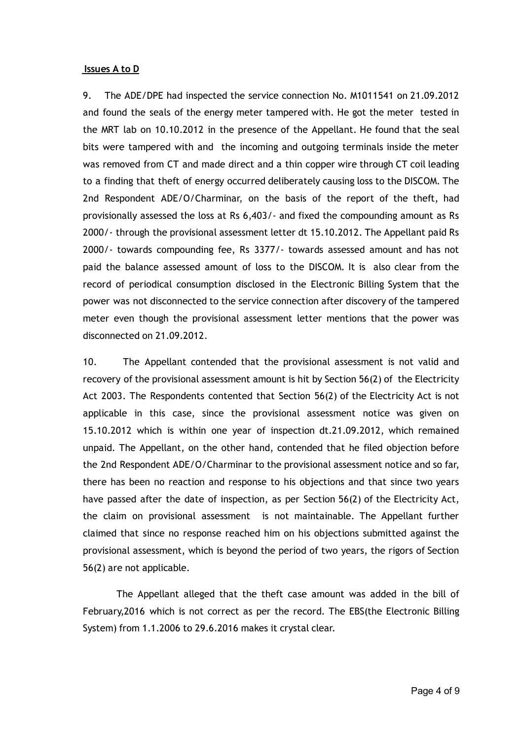**Issues A to D**

9. The ADE/DPE had inspected the service connection No. M1011541 on 21.09.2012 and found the seals of the energy meter tampered with. He got the meter tested in the MRT lab on 10.10.2012 in the presence of the Appellant. He found that the seal bits were tampered with and the incoming and outgoing terminals inside the meter was removed from CT and made direct and a thin copper wire through CT coil leading to a finding that theft of energy occurred deliberately causing loss to the DISCOM. The 2nd Respondent ADE/O/Charminar, on the basis of the report of the theft, had provisionally assessed the loss at Rs 6,403/- and fixed the compounding amount as Rs 2000/- through the provisional assessment letter dt 15.10.2012. The Appellant paid Rs 2000/- towards compounding fee, Rs 3377/- towards assessed amount and has not paid the balance assessed amount of loss to the DISCOM. It is also clear from the record of periodical consumption disclosed in the Electronic Billing System that the power was not disconnected to the service connection after discovery of the tampered meter even though the provisional assessment letter mentions that the power was disconnected on 21.09.2012.

10. The Appellant contended that the provisional assessment is not valid and recovery of the provisional assessment amount is hit by Section 56(2) of the Electricity Act 2003. The Respondents contented that Section 56(2) of the Electricity Act is not applicable in this case, since the provisional assessment notice was given on 15.10.2012 which is within one year of inspection dt.21.09.2012, which remained unpaid. The Appellant, on the other hand, contended that he filed objection before the 2nd Respondent ADE/O/Charminar to the provisional assessment notice and so far, there has been no reaction and response to his objections and that since two years have passed after the date of inspection, as per Section 56(2) of the Electricity Act, the claim on provisional assessment is not maintainable. The Appellant further claimed that since no response reached him on his objections submitted against the provisional assessment, which is beyond the period of two years, the rigors of Section 56(2) are not applicable.

The Appellant alleged that the theft case amount was added in the bill of February,2016 which is not correct as per the record. The EBS(the Electronic Billing System) from 1.1.2006 to 29.6.2016 makes it crystal clear.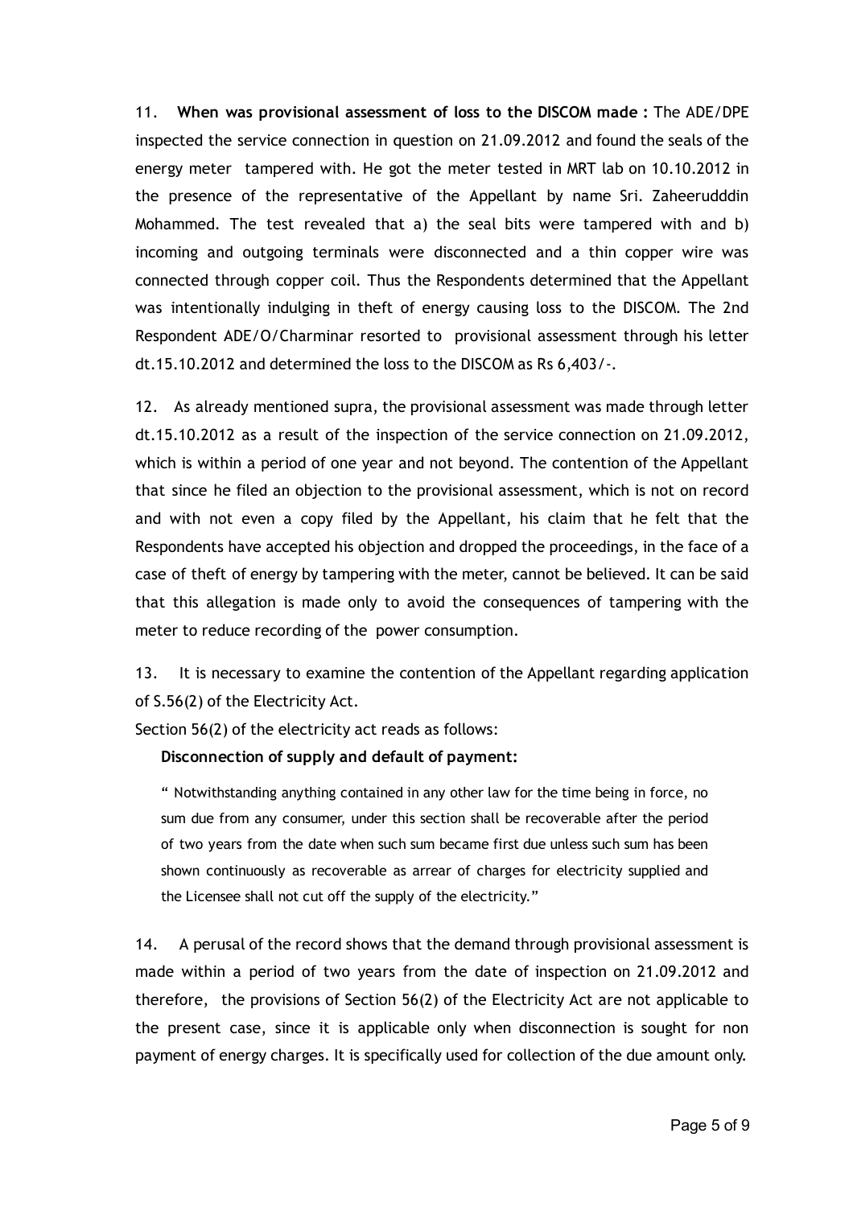11. **When was provisional assessment of loss to the DISCOM made :** The ADE/DPE inspected the service connection in question on 21.09.2012 and found the seals of the energy meter tampered with. He got the meter tested in MRT lab on 10.10.2012 in the presence of the representative of the Appellant by name Sri. Zaheerudddin Mohammed. The test revealed that a) the seal bits were tampered with and b) incoming and outgoing terminals were disconnected and a thin copper wire was connected through copper coil. Thus the Respondents determined that the Appellant was intentionally indulging in theft of energy causing loss to the DISCOM. The 2nd Respondent ADE/O/Charminar resorted to provisional assessment through his letter dt.15.10.2012 and determined the loss to the DISCOM as Rs 6,403/-.

12. As already mentioned supra, the provisional assessment was made through letter dt.15.10.2012 as a result of the inspection of the service connection on 21.09.2012, which is within a period of one year and not beyond. The contention of the Appellant that since he filed an objection to the provisional assessment, which is not on record and with not even a copy filed by the Appellant, his claim that he felt that the Respondents have accepted his objection and dropped the proceedings, in the face of a case of theft of energy by tampering with the meter, cannot be believed. It can be said that this allegation is made only to avoid the consequences of tampering with the meter to reduce recording of the power consumption.

13. It is necessary to examine the contention of the Appellant regarding application of S.56(2) of the Electricity Act.

Section 56(2) of the electricity act reads as follows:

**Disconnection of supply and default of payment:**

> " Notwithstanding anything contained in any other law for the time being in force, no sum due from any consumer, under this section shall be recoverable after the period of two years from the date when such sum became first due unless such sum has been shown continuously as recoverable as arrear of charges for electricity supplied and the Licensee shall not cut off the supply of the electricity."

14. A perusal of the record shows that the demand through provisional assessment is made within a period of two years from the date of inspection on 21.09.2012 and therefore, the provisions of Section 56(2) of the Electricity Act are not applicable to the present case, since it is applicable only when disconnection is sought for non payment of energy charges. It is specifically used for collection of the due amount only.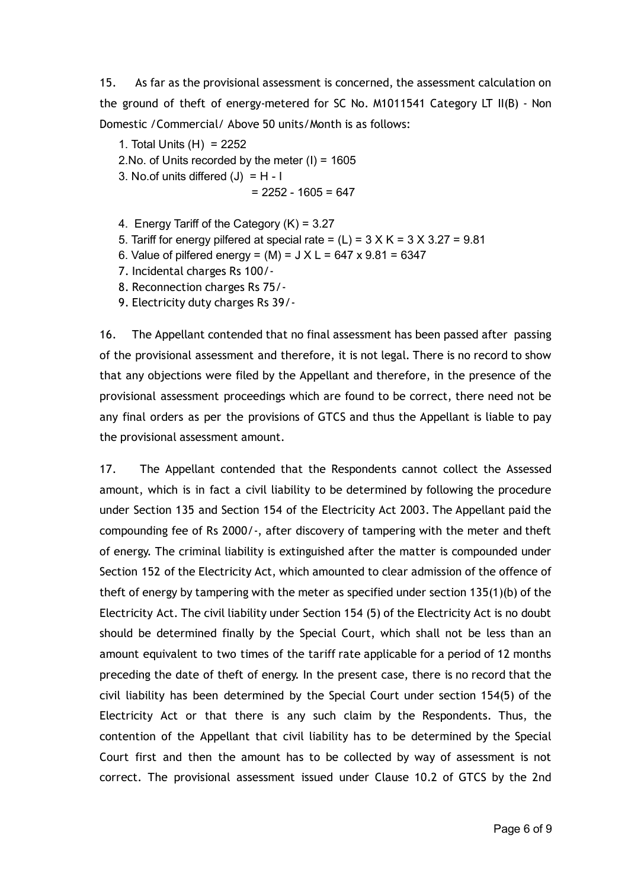15. As far as the provisional assessment is concerned, the assessment calculation on the ground of theft of energy-metered for SC No. M1011541 Category LT II(B) - Non Domestic /Commercial/ Above 50 units/Month is as follows:

1. Total Units (H) = 2252
2. No. of Units recorded by the meter (I) = 1605
3. No.of units differed (J) = H - I
   = 2252 - 1605 = 647
4. Energy Tariff of the Category (K) = 3.27
5. Tariff for energy pilfered at special rate = (L) = 3 X K = 3 X 3.27 = 9.81
6. Value of pilfered energy = (M) = J X L = 647 x 9.81 = 6347
7. Incidental charges Rs 100/-
8. Reconnection charges Rs 75/-
9. Electricity duty charges Rs 39/-

16. The Appellant contended that no final assessment has been passed after passing of the provisional assessment and therefore, it is not legal. There is no record to show that any objections were filed by the Appellant and therefore, in the presence of the provisional assessment proceedings which are found to be correct, there need not be any final orders as per the provisions of GTCS and thus the Appellant is liable to pay the provisional assessment amount.

17. The Appellant contended that the Respondents cannot collect the Assessed amount, which is in fact a civil liability to be determined by following the procedure under Section 135 and Section 154 of the Electricity Act 2003. The Appellant paid the compounding fee of Rs 2000/-, after discovery of tampering with the meter and theft of energy. The criminal liability is extinguished after the matter is compounded under Section 152 of the Electricity Act, which amounted to clear admission of the offence of theft of energy by tampering with the meter as specified under section 135(1)(b) of the Electricity Act. The civil liability under Section 154 (5) of the Electricity Act is no doubt should be determined finally by the Special Court, which shall not be less than an amount equivalent to two times of the tariff rate applicable for a period of 12 months preceding the date of theft of energy. In the present case, there is no record that the civil liability has been determined by the Special Court under section 154(5) of the Electricity Act or that there is any such claim by the Respondents. Thus, the contention of the Appellant that civil liability has to be determined by the Special Court first and then the amount has to be collected by way of assessment is not correct. The provisional assessment issued under Clause 10.2 of GTCS by the 2nd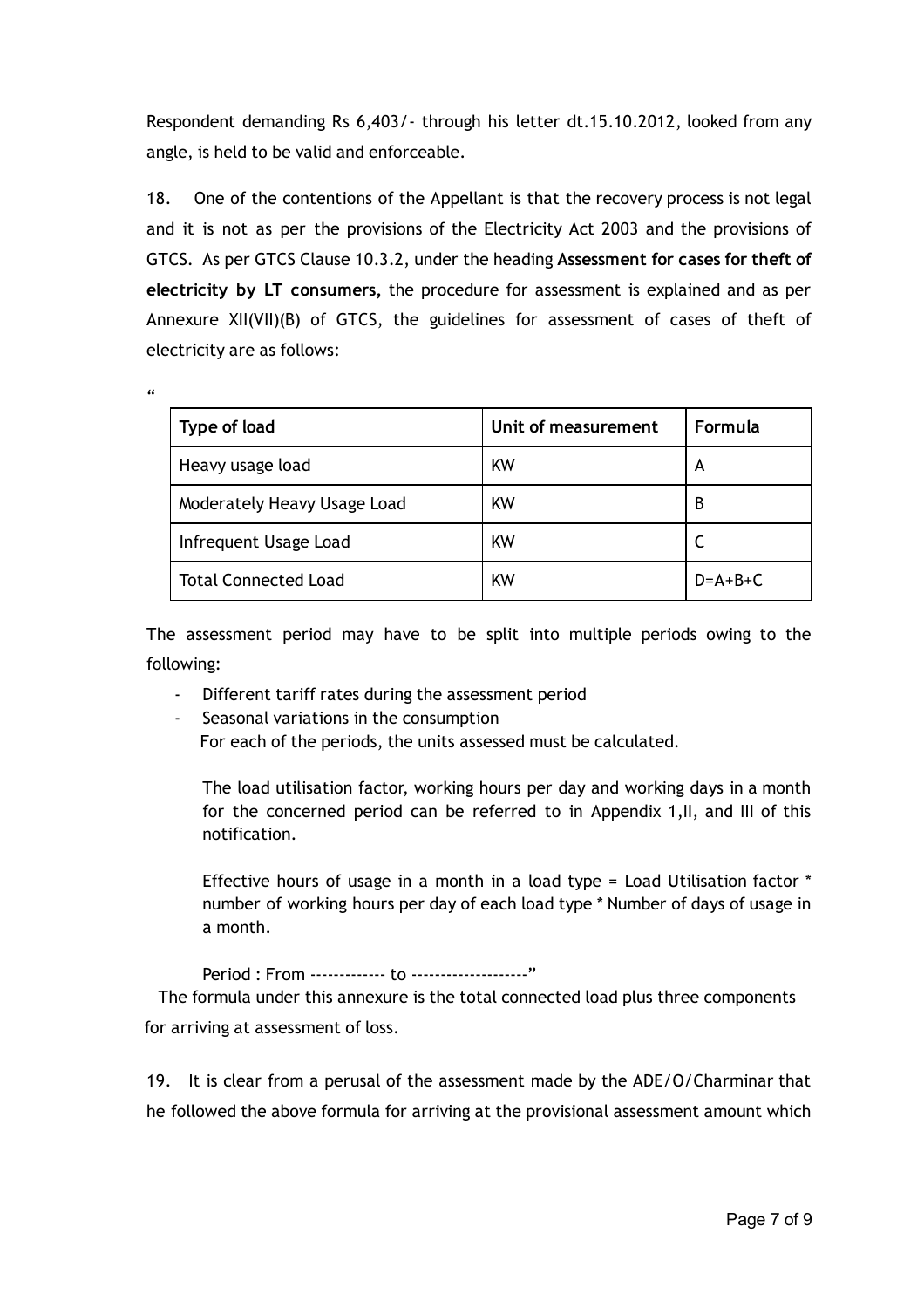Respondent demanding Rs 6,403/- through his letter dt.15.10.2012, looked from any angle, is held to be valid and enforceable.

18. One of the contentions of the Appellant is that the recovery process is not legal and it is not as per the provisions of the Electricity Act 2003 and the provisions of GTCS. As per GTCS Clause 10.3.2, under the heading **Assessment for cases for theft of electricity by LT consumers,** the procedure for assessment is explained and as per Annexure XII(VII)(B) of GTCS, the guidelines for assessment of cases of theft of electricity are as follows:

"

| Type of load | Unit of measurement | Formula |
|---|---|---|
| Heavy usage load | KW | A |
| Moderately Heavy Usage Load | KW | B |
| Infrequent Usage Load | KW | C |
| Total Connected Load | KW | D=A+B+C |

The assessment period may have to be split into multiple periods owing to the following:

- Different tariff rates during the assessment period
- Seasonal variations in the consumption

  For each of the periods, the units assessed must be calculated.

  The load utilisation factor, working hours per day and working days in a month for the concerned period can be referred to in Appendix 1,II, and III of this notification.

  Effective hours of usage in a month in a load type = Load Utilisation factor * number of working hours per day of each load type * Number of days of usage in a month.

  Period : From ------------- to --------------------"

The formula under this annexure is the total connected load plus three components for arriving at assessment of loss.

19. It is clear from a perusal of the assessment made by the ADE/O/Charminar that he followed the above formula for arriving at the provisional assessment amount which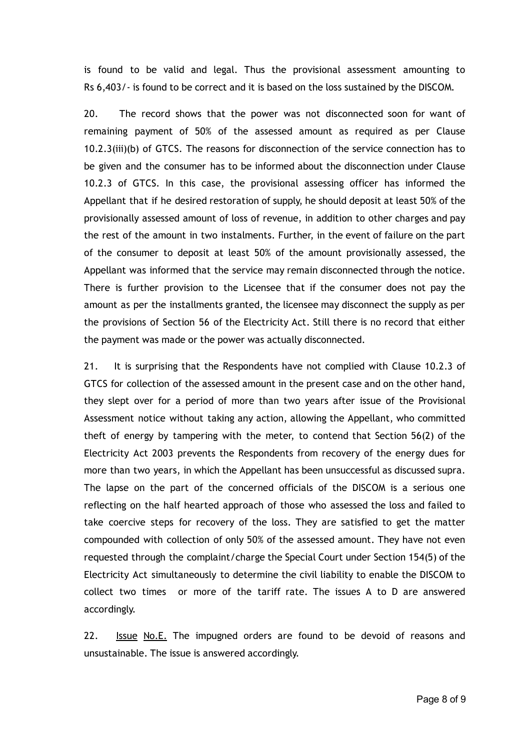is found to be valid and legal. Thus the provisional assessment amounting to Rs 6,403/- is found to be correct and it is based on the loss sustained by the DISCOM.

20. The record shows that the power was not disconnected soon for want of remaining payment of 50% of the assessed amount as required as per Clause 10.2.3(iii)(b) of GTCS. The reasons for disconnection of the service connection has to be given and the consumer has to be informed about the disconnection under Clause 10.2.3 of GTCS. In this case, the provisional assessing officer has informed the Appellant that if he desired restoration of supply, he should deposit at least 50% of the provisionally assessed amount of loss of revenue, in addition to other charges and pay the rest of the amount in two instalments. Further, in the event of failure on the part of the consumer to deposit at least 50% of the amount provisionally assessed, the Appellant was informed that the service may remain disconnected through the notice. There is further provision to the Licensee that if the consumer does not pay the amount as per the installments granted, the licensee may disconnect the supply as per the provisions of Section 56 of the Electricity Act. Still there is no record that either the payment was made or the power was actually disconnected.

21. It is surprising that the Respondents have not complied with Clause 10.2.3 of GTCS for collection of the assessed amount in the present case and on the other hand, they slept over for a period of more than two years after issue of the Provisional Assessment notice without taking any action, allowing the Appellant, who committed theft of energy by tampering with the meter, to contend that Section 56(2) of the Electricity Act 2003 prevents the Respondents from recovery of the energy dues for more than two years, in which the Appellant has been unsuccessful as discussed supra. The lapse on the part of the concerned officials of the DISCOM is a serious one reflecting on the half hearted approach of those who assessed the loss and failed to take coercive steps for recovery of the loss. They are satisfied to get the matter compounded with collection of only 50% of the assessed amount. They have not even requested through the complaint/charge the Special Court under Section 154(5) of the Electricity Act simultaneously to determine the civil liability to enable the DISCOM to collect two times or more of the tariff rate. The issues A to D are answered accordingly.

22. <u>Issue</u> <u>No.E.</u> The impugned orders are found to be devoid of reasons and unsustainable. The issue is answered accordingly.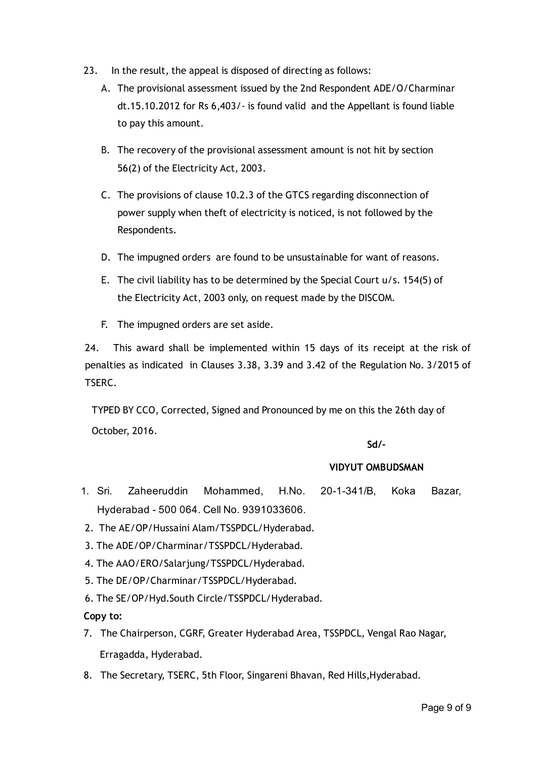23. In the result, the appeal is disposed of directing as follows:

A. The provisional assessment issued by the 2nd Respondent ADE/O/Charminar dt.15.10.2012 for Rs 6,403/- is found valid and the Appellant is found liable to pay this amount.

B. The recovery of the provisional assessment amount is not hit by section 56(2) of the Electricity Act, 2003.

C. The provisions of clause 10.2.3 of the GTCS regarding disconnection of power supply when theft of electricity is noticed, is not followed by the Respondents.

D. The impugned orders are found to be unsustainable for want of reasons.

E. The civil liability has to be determined by the Special Court u/s. 154(5) of the Electricity Act, 2003 only, on request made by the DISCOM.

F. The impugned orders are set aside.

24. This award shall be implemented within 15 days of its receipt at the risk of penalties as indicated in Clauses 3.38, 3.39 and 3.42 of the Regulation No. 3/2015 of TSERC.

TYPED BY CCO, Corrected, Signed and Pronounced by me on this the 26th day of October, 2016.

**Sd/-**

**VIDYUT OMBUDSMAN**

1. Sri. Zaheeruddin Mohammed, H.No. 20-1-341/B, Koka Bazar, Hyderabad - 500 064. Cell No. 9391033606.
2. The AE/OP/Hussaini Alam/TSSPDCL/Hyderabad.
3. The ADE/OP/Charminar/TSSPDCL/Hyderabad.
4. The AAO/ERO/Salarjung/TSSPDCL/Hyderabad.
5. The DE/OP/Charminar/TSSPDCL/Hyderabad.
6. The SE/OP/Hyd.South Circle/TSSPDCL/Hyderabad.

**Copy to:**

7. The Chairperson, CGRF, Greater Hyderabad Area, TSSPDCL, Vengal Rao Nagar, Erragadda, Hyderabad.
8. The Secretary, TSERC, 5th Floor, Singareni Bhavan, Red Hills,Hyderabad.